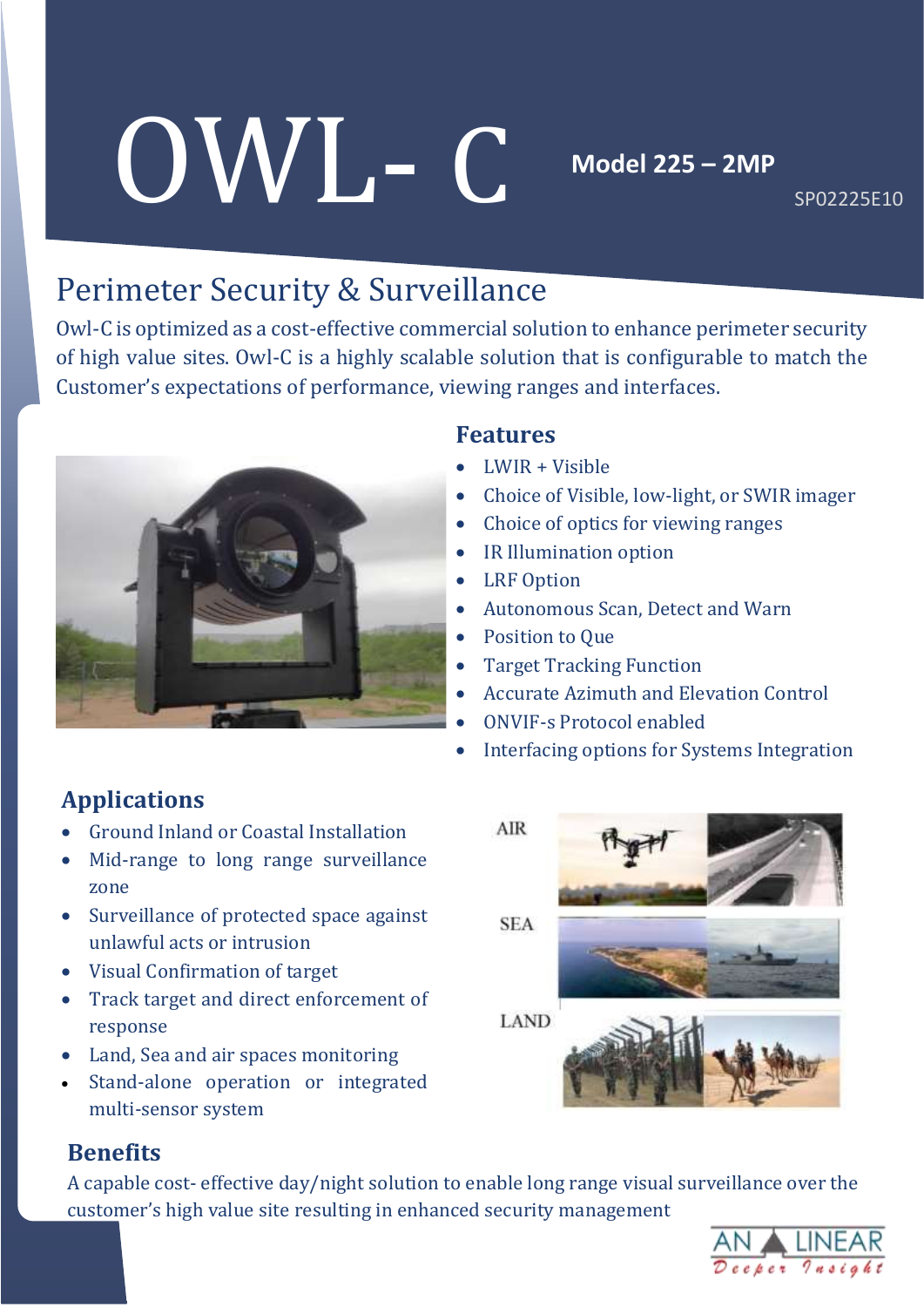# OWL- C

**Model 225 – 2MP**

SP02225E10

## Perimeter Security & Surveillance

Owl-C is optimized as a cost-effective commercial solution to enhance perimeter security of high value sites. Owl-C is a highly scalable solution that is configurable to match the Customer's expectations of performance, viewing ranges and interfaces.

### Features

- LWIR + Visible
- Choice of Visible, low-light, or SWIR imager
- Choice of optics for viewing ranges
- IR Illumination option
- LRF Option
- Autonomous Scan, Detect and Warn
- Position to Que
- Target Tracking Function
- Accurate Azimuth and Elevation Control
- ONVIF-s Protocol enabled
- Interfacing options for Systems Integration

### Applications

- Ground Inland or Coastal Installation
- Mid-range to long range surveillance zone
- Surveillance of protected space against unlawful acts or intrusion
- Visual Confirmation of target
- Track target and direct enforcement of response
- Land, Sea and air spaces monitoring
- Stand-alone operation or integrated multi-sensor system

AIR

SEA

LAND

### Benefits

A capable cost- effective day/night solution to enable long range visual surveillance over the customer's high value site resulting in enhanced security management

AN LINEAR
Deeper Insight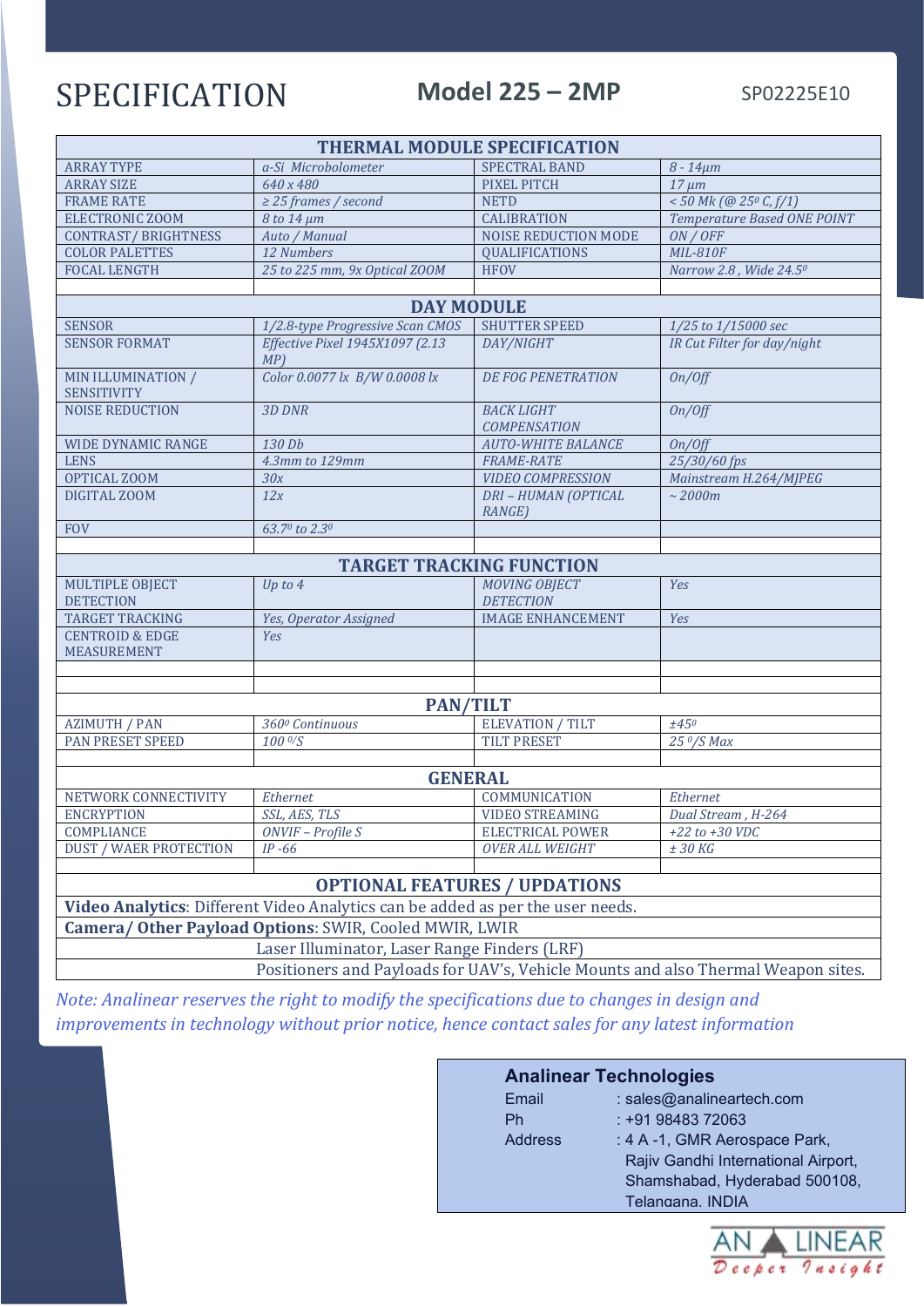# SPECIFICATION

## Model 225 – 2MP

SP02225E10

| THERMAL MODULE SPECIFICATION | | | |
|---|---|---|---|
| ARRAY TYPE | *a-Si Microbolometer* | SPECTRAL BAND | *8 - 14μm* |
| ARRAY SIZE | *640 x 480* | PIXEL PITCH | *17 μm* |
| FRAME RATE | *≥ 25 frames / second* | NETD | *< 50 Mk (@ 25⁰ C, f/1)* |
| ELECTRONIC ZOOM | *8 to 14 μm* | CALIBRATION | *Temperature Based ONE POINT* |
| CONTRAST/ BRIGHTNESS | *Auto / Manual* | NOISE REDUCTION MODE | *ON / OFF* |
| COLOR PALETTES | *12 Numbers* | QUALIFICATIONS | *MIL-810F* |
| FOCAL LENGTH | *25 to 225 mm, 9x Optical ZOOM* | HFOV | *Narrow 2.8 , Wide 24.5⁰* |
| | | | |
| **DAY MODULE** | | | |
| SENSOR | *1/2.8-type Progressive Scan CMOS* | SHUTTER SPEED | *1/25 to 1/15000 sec* |
| SENSOR FORMAT | *Effective Pixel 1945X1097 (2.13 MP)* | *DAY/NIGHT* | *IR Cut Filter for day/night* |
| MIN ILLUMINATION / SENSITIVITY | *Color 0.0077 lx B/W 0.0008 lx* | *DE FOG PENETRATION* | *On/Off* |
| NOISE REDUCTION | *3D DNR* | *BACK LIGHT COMPENSATION* | *On/Off* |
| WIDE DYNAMIC RANGE | *130 Db* | *AUTO-WHITE BALANCE* | *On/Off* |
| LENS | *4.3mm to 129mm* | *FRAME-RATE* | *25/30/60 fps* |
| OPTICAL ZOOM | *30x* | *VIDEO COMPRESSION* | *Mainstream H.264/MJPEG* |
| DIGITAL ZOOM | *12x* | *DRI – HUMAN (OPTICAL RANGE)* | *~ 2000m* |
| FOV | *63.7⁰ to 2.3⁰* | | |
| | | | |
| **TARGET TRACKING FUNCTION** | | | |
| MULTIPLE OBJECT DETECTION | *Up to 4* | *MOVING OBJECT DETECTION* | *Yes* |
| TARGET TRACKING | *Yes, Operator Assigned* | IMAGE ENHANCEMENT | *Yes* |
| CENTROID & EDGE MEASUREMENT | *Yes* | | |
| | | | |
| | | | |
| **PAN/TILT** | | | |
| AZIMUTH / PAN | *360⁰ Continuous* | ELEVATION / TILT | *±45⁰* |
| PAN PRESET SPEED | *100 ⁰/S* | TILT PRESET | *25 ⁰/S Max* |
| | | | |
| **GENERAL** | | | |
| NETWORK CONNECTIVITY | *Ethernet* | COMMUNICATION | *Ethernet* |
| ENCRYPTION | *SSL, AES, TLS* | VIDEO STREAMING | *Dual Stream , H-264* |
| COMPLIANCE | *ONVIF – Profile S* | ELECTRICAL POWER | *+22 to +30 VDC* |
| DUST / WAER PROTECTION | *IP -66* | *OVER ALL WEIGHT* | *± 30 KG* |

### OPTIONAL FEATURES / UPDATIONS

**Video Analytics**: Different Video Analytics can be added as per the user needs.

**Camera/ Other Payload Options**: SWIR, Cooled MWIR, LWIR

Laser Illuminator, Laser Range Finders (LRF)

Positioners and Payloads for UAV's, Vehicle Mounts and also Thermal Weapon sites.

*Note: Analinear reserves the right to modify the specifications due to changes in design and improvements in technology without prior notice, hence contact sales for any latest information*

**Analinear Technologies**

Email : sales@analineartech.com

Ph : +91 98483 72063

Address : 4 A -1, GMR Aerospace Park, Rajiv Gandhi International Airport, Shamshabad, Hyderabad 500108, Telangana, INDIA

ANALINEAR
Deeper Insight